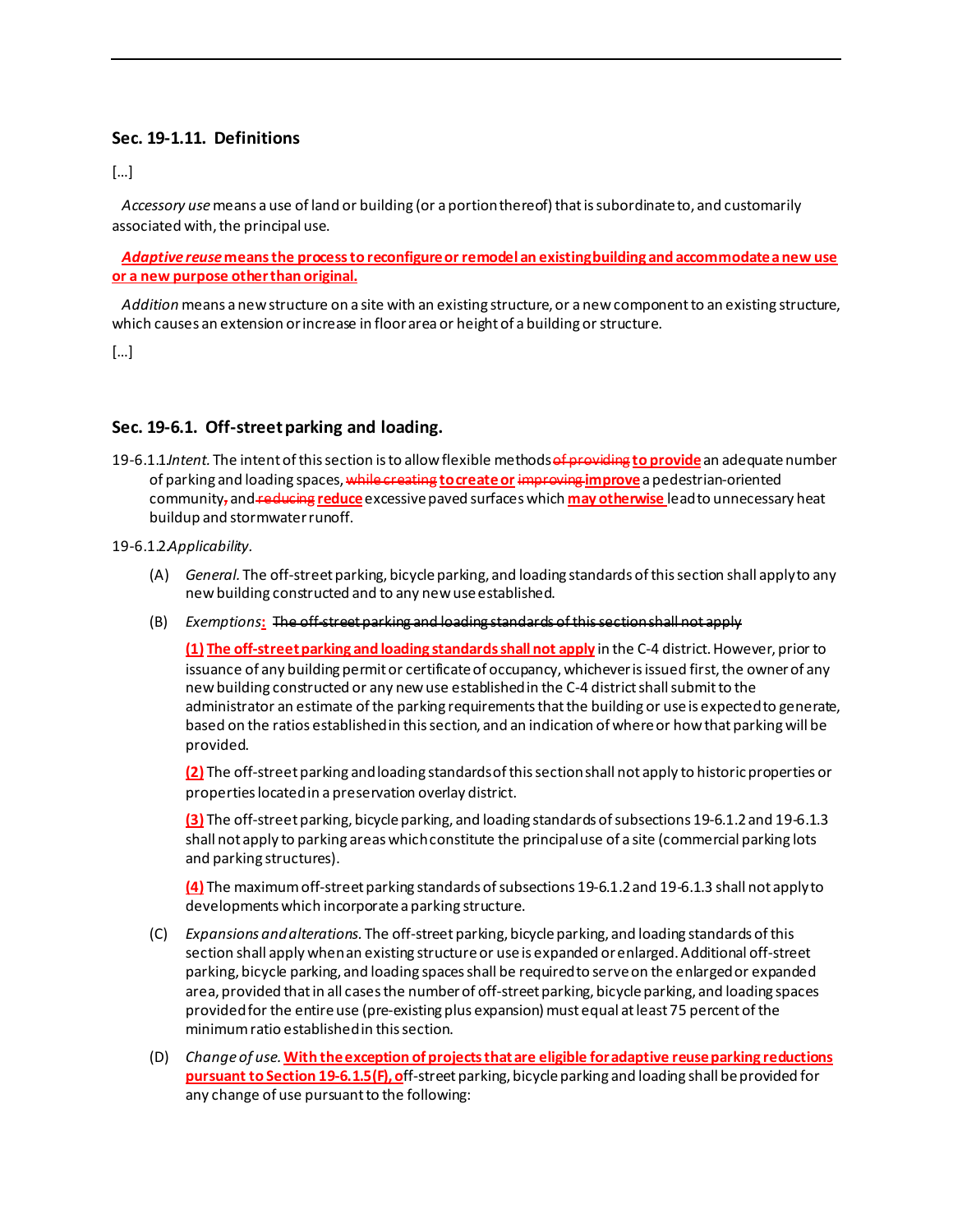### Sec. 19-1.11. Definitions

[...]

*Accessory use* means a use of land or building (or a portion thereof) that is subordinate to, and customarily associated with, the principal use.

***Adaptive reuse*** **means the process to reconfigure or remodel an existing building and accommodate a new use or a new purpose other than original.**

*Addition* means a new structure on a site with an existing structure, or a new component to an existing structure, which causes an extension or increase in floor area or height of a building or structure.

[...]

### Sec. 19-6.1. Off-street parking and loading.

19-6.1.1. *Intent.* The intent of this section is to allow flexible methods ~~of providing~~ **to provide** an adequate number of parking and loading spaces, ~~while creating~~ **to create or** ~~improving~~ **improve** a pedestrian-oriented community~~,~~ and ~~reducing~~ **reduce** excessive paved surfaces which **may otherwise** lead to unnecessary heat buildup and stormwater runoff.

19-6.1.2. *Applicability.*

(A) *General.* The off-street parking, bicycle parking, and loading standards of this section shall apply to any new building constructed and to any new use established.

(B) *Exemptions***:** ~~The off-street parking and loading standards of this section shall not apply~~

**(1) The off-street parking and loading standards shall not apply** in the C-4 district. However, prior to issuance of any building permit or certificate of occupancy, whichever is issued first, the owner of any new building constructed or any new use established in the C-4 district shall submit to the administrator an estimate of the parking requirements that the building or use is expected to generate, based on the ratios established in this section, and an indication of where or how that parking will be provided.

**(2)** The off-street parking and loading standards of this section shall not apply to historic properties or properties located in a preservation overlay district.

**(3)** The off-street parking, bicycle parking, and loading standards of subsections 19-6.1.2 and 19-6.1.3 shall not apply to parking areas which constitute the principal use of a site (commercial parking lots and parking structures).

**(4)** The maximum off-street parking standards of subsections 19-6.1.2 and 19-6.1.3 shall not apply to developments which incorporate a parking structure.

(C) *Expansions and alterations.* The off-street parking, bicycle parking, and loading standards of this section shall apply when an existing structure or use is expanded or enlarged. Additional off-street parking, bicycle parking, and loading spaces shall be required to serve on the enlarged or expanded area, provided that in all cases the number of off-street parking, bicycle parking, and loading spaces provided for the entire use (pre-existing plus expansion) must equal at least 75 percent of the minimum ratio established in this section.

(D) *Change of use.* **With the exception of projects that are eligible for adaptive reuse parking reductions pursuant to Section 19-6.1.5(F), o**ff-street parking, bicycle parking and loading shall be provided for any change of use pursuant to the following: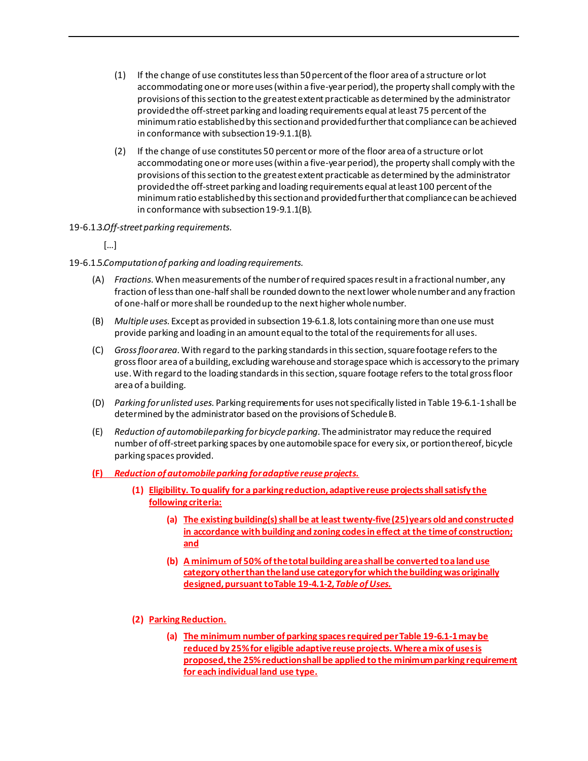(1) If the change of use constitutes less than 50 percent of the floor area of a structure or lot accommodating one or more uses (within a five-year period), the property shall comply with the provisions of this section to the greatest extent practicable as determined by the administrator provided the off-street parking and loading requirements equal at least 75 percent of the minimum ratio established by this section and provided further that compliance can be achieved in conformance with subsection 19-9.1.1(B).

(2) If the change of use constitutes 50 percent or more of the floor area of a structure or lot accommodating one or more uses (within a five-year period), the property shall comply with the provisions of this section to the greatest extent practicable as determined by the administrator provided the off-street parking and loading requirements equal at least 100 percent of the minimum ratio established by this section and provided further that compliance can be achieved in conformance with subsection 19-9.1.1(B).

19-6.1.3. *Off-street parking requirements.*

[...]

19-6.1.5. *Computation of parking and loading requirements.*

(A) *Fractions.* When measurements of the number of required spaces result in a fractional number, any fraction of less than one-half shall be rounded down to the next lower whole number and any fraction of one-half or more shall be rounded up to the next higher whole number.

(B) *Multiple uses.* Except as provided in subsection 19-6.1.8, lots containing more than one use must provide parking and loading in an amount equal to the total of the requirements for all uses.

(C) *Gross floor area.* With regard to the parking standards in this section, square footage refers to the gross floor area of a building, excluding warehouse and storage space which is accessory to the primary use. With regard to the loading standards in this section, square footage refers to the total gross floor area of a building.

(D) *Parking for unlisted uses.* Parking requirements for uses not specifically listed in Table 19-6.1-1 shall be determined by the administrator based on the provisions of Schedule B.

(E) *Reduction of automobile parking for bicycle parking.* The administrator may reduce the required number of off-street parking spaces by one automobile space for every six, or portion thereof, bicycle parking spaces provided.

**(F) *Reduction of automobile parking for adaptive reuse projects.***

**(1) Eligibility. To qualify for a parking reduction, adaptive reuse projects shall satisfy the following criteria:**

**(a) The existing building(s) shall be at least twenty-five (25) years old and constructed in accordance with building and zoning codes in effect at the time of construction; and**

**(b) A minimum of 50% of the total building area shall be converted to a land use category other than the land use category for which the building was originally designed, pursuant to Table 19-4.1-2, *Table of Uses.***

**(2) Parking Reduction.**

**(a) The minimum number of parking spaces required per Table 19-6.1-1 may be reduced by 25% for eligible adaptive reuse projects. Where a mix of uses is proposed, the 25% reduction shall be applied to the minimum parking requirement for each individual land use type.**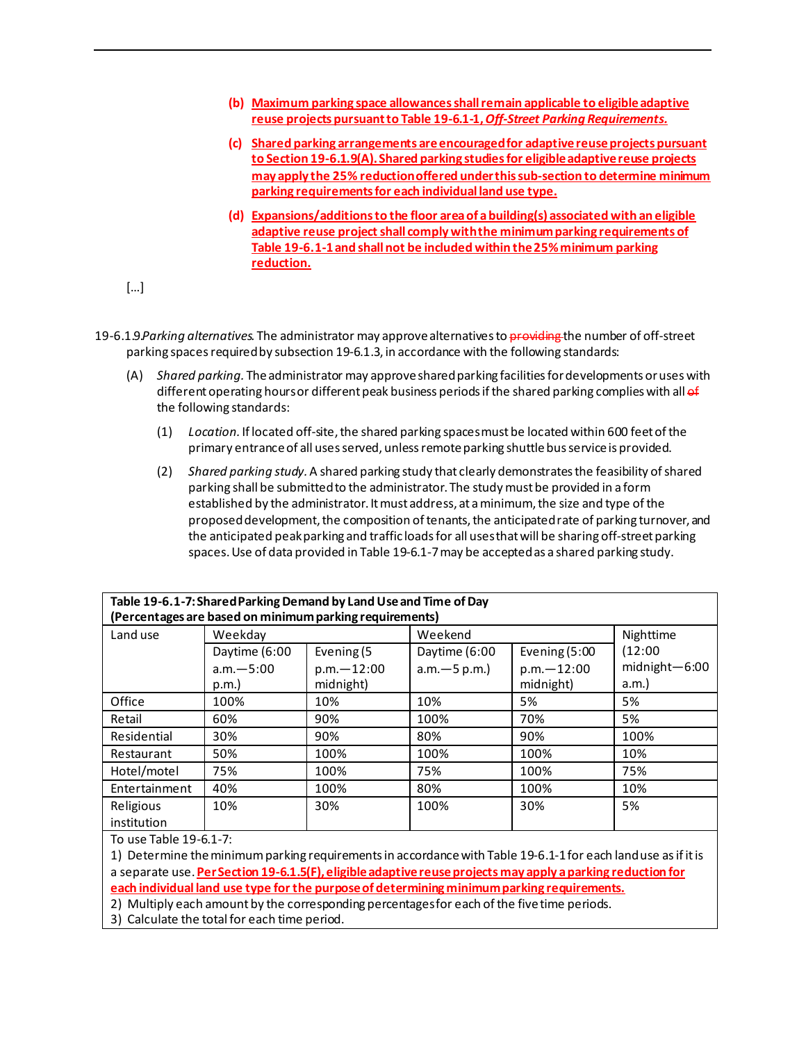(b) Maximum parking space allowances shall remain applicable to eligible adaptive reuse projects pursuant to Table 19-6.1-1, *Off-Street Parking Requirements*.

(c) Shared parking arrangements are encouraged for adaptive reuse projects pursuant to Section 19-6.1.9(A). Shared parking studies for eligible adaptive reuse projects may apply the 25% reduction offered under this sub-section to determine minimum parking requirements for each individual land use type.

(d) Expansions/additions to the floor area of a building(s) associated with an eligible adaptive reuse project shall comply with the minimum parking requirements of Table 19-6.1-1 and shall not be included within the 25% minimum parking reduction.

[...]

19-6.1.9 *Parking alternatives.* The administrator may approve alternatives to ~~providing~~ the number of off-street parking spaces required by subsection 19-6.1.3, in accordance with the following standards:

(A) *Shared parking.* The administrator may approve shared parking facilities for developments or uses with different operating hours or different peak business periods if the shared parking complies with all ~~of~~ the following standards:

(1) *Location.* If located off-site, the shared parking spaces must be located within 600 feet of the primary entrance of all uses served, unless remote parking shuttle bus service is provided.

(2) *Shared parking study.* A shared parking study that clearly demonstrates the feasibility of shared parking shall be submitted to the administrator. The study must be provided in a form established by the administrator. It must address, at a minimum, the size and type of the proposed development, the composition of tenants, the anticipated rate of parking turnover, and the anticipated peak parking and traffic loads for all uses that will be sharing off-street parking spaces. Use of data provided in Table 19-6.1-7 may be accepted as a shared parking study.

**Table 19-6.1-7: Shared Parking Demand by Land Use and Time of Day (Percentages are based on minimum parking requirements)**

| Land use | Weekday | | Weekend | | Nighttime (12:00 midnight—6:00 a.m.) |
|---|---|---|---|---|---|
| | Daytime (6:00 a.m.—5:00 p.m.) | Evening (5 p.m.—12:00 midnight) | Daytime (6:00 a.m.—5 p.m.) | Evening (5:00 p.m.—12:00 midnight) | |
| Office | 100% | 10% | 10% | 5% | 5% |
| Retail | 60% | 90% | 100% | 70% | 5% |
| Residential | 30% | 90% | 80% | 90% | 100% |
| Restaurant | 50% | 100% | 100% | 100% | 10% |
| Hotel/motel | 75% | 100% | 75% | 100% | 75% |
| Entertainment | 40% | 100% | 80% | 100% | 10% |
| Religious institution | 10% | 30% | 100% | 30% | 5% |

To use Table 19-6.1-7:

1) Determine the minimum parking requirements in accordance with Table 19-6.1-1 for each land use as if it is a separate use. Per Section 19-6.1.5(F), eligible adaptive reuse projects may apply a parking reduction for each individual land use type for the purpose of determining minimum parking requirements.

2) Multiply each amount by the corresponding percentages for each of the five time periods.

3) Calculate the total for each time period.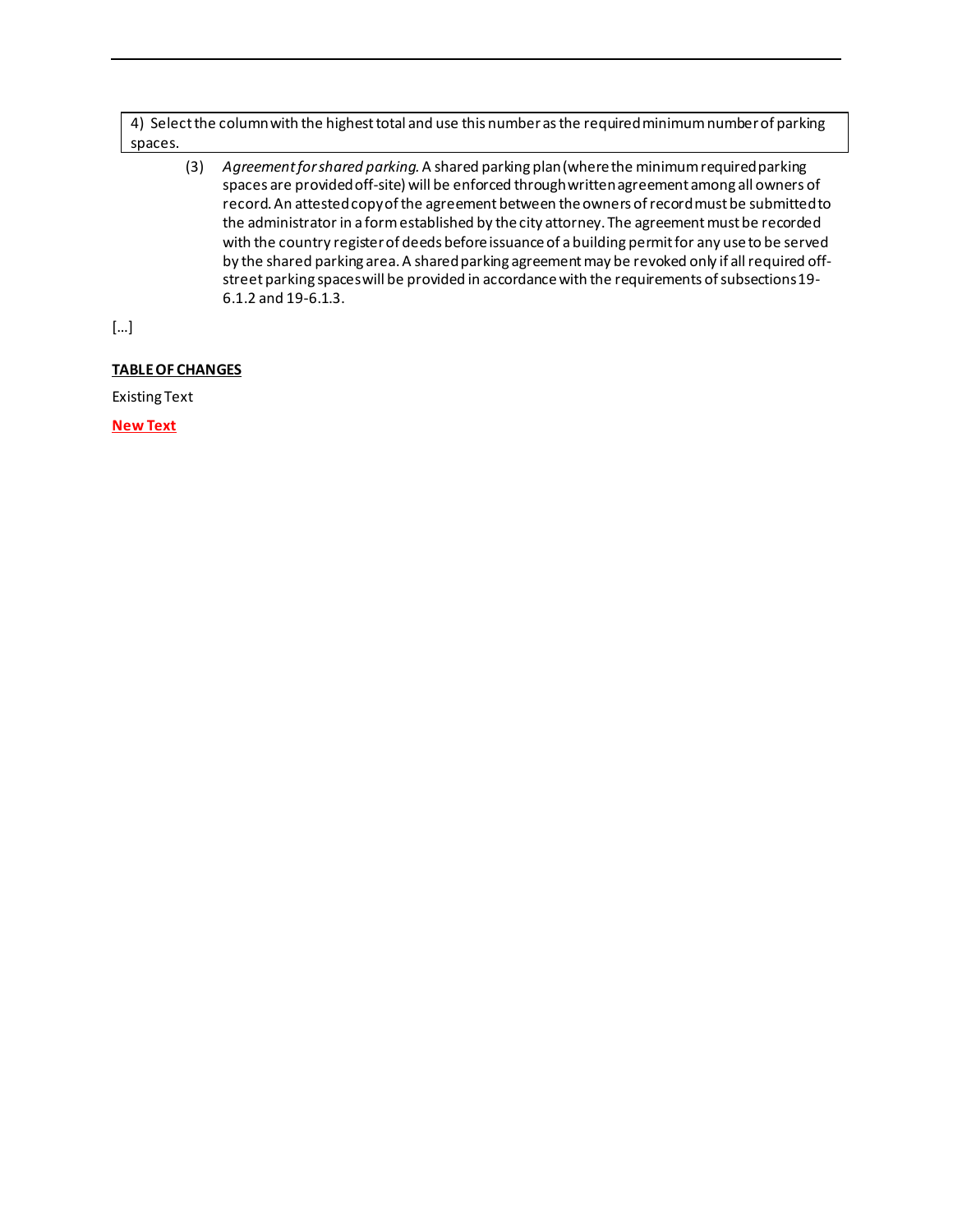4) Select the column with the highest total and use this number as the required minimum number of parking spaces.

(3) *Agreement for shared parking.* A shared parking plan (where the minimum required parking spaces are provided off-site) will be enforced through written agreement among all owners of record. An attested copy of the agreement between the owners of record must be submitted to the administrator in a form established by the city attorney. The agreement must be recorded with the country register of deeds before issuance of a building permit for any use to be served by the shared parking area. A shared parking agreement may be revoked only if all required off-street parking spaces will be provided in accordance with the requirements of subsections 19-6.1.2 and 19-6.1.3.

[...]

**TABLE OF CHANGES**

Existing Text

**New Text**